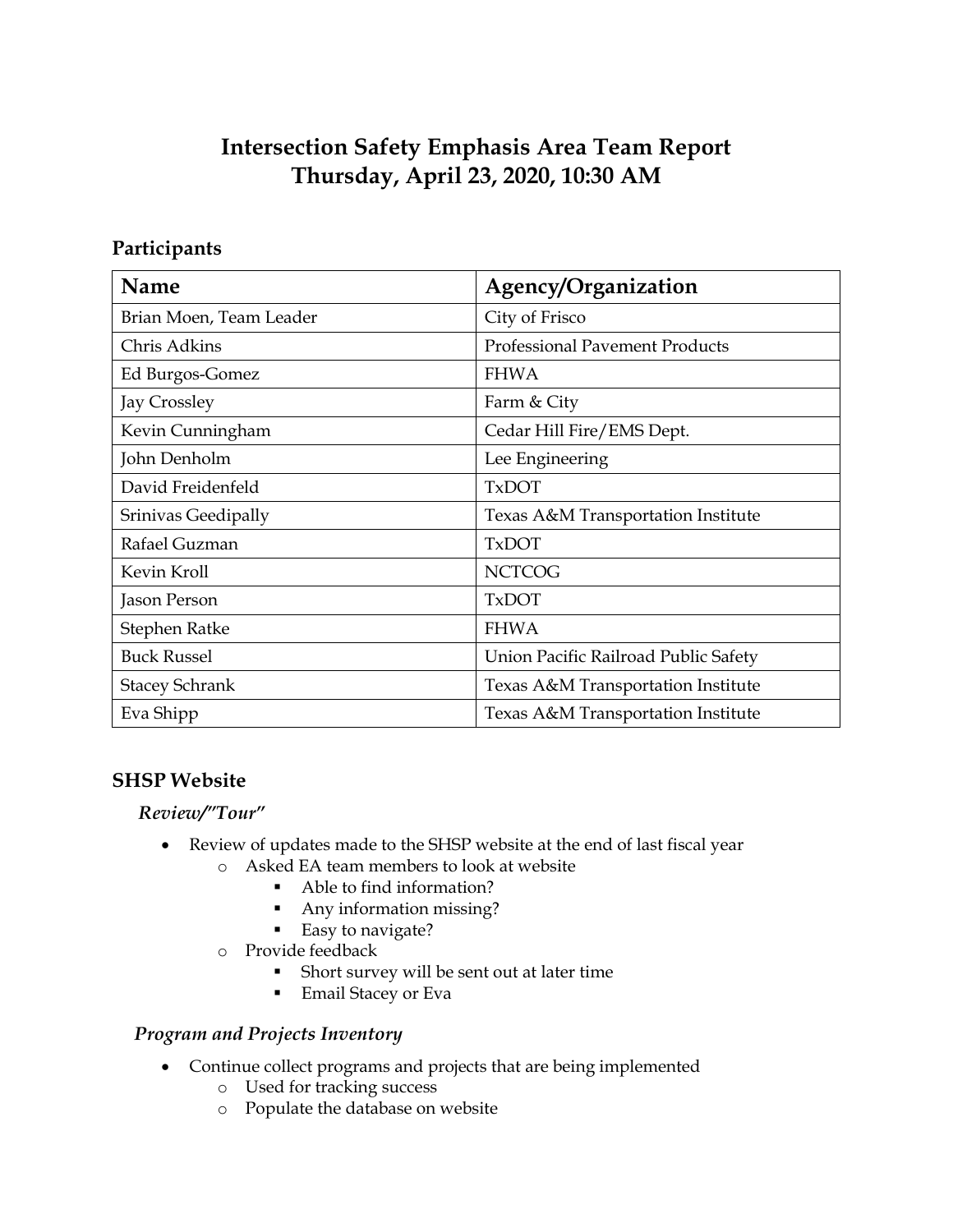# Intersection Safety Emphasis Area Team Report
# Thursday, April 23, 2020, 10:30 AM

## Participants

| Name | Agency/Organization |
|---|---|
| Brian Moen, Team Leader | City of Frisco |
| Chris Adkins | Professional Pavement Products |
| Ed Burgos-Gomez | FHWA |
| Jay Crossley | Farm & City |
| Kevin Cunningham | Cedar Hill Fire/EMS Dept. |
| John Denholm | Lee Engineering |
| David Freidenfeld | TxDOT |
| Srinivas Geedipally | Texas A&M Transportation Institute |
| Rafael Guzman | TxDOT |
| Kevin Kroll | NCTCOG |
| Jason Person | TxDOT |
| Stephen Ratke | FHWA |
| Buck Russel | Union Pacific Railroad Public Safety |
| Stacey Schrank | Texas A&M Transportation Institute |
| Eva Shipp | Texas A&M Transportation Institute |

## SHSP Website

### *Review/"Tour"*

- Review of updates made to the SHSP website at the end of last fiscal year
  - Asked EA team members to look at website
    - Able to find information?
    - Any information missing?
    - Easy to navigate?
  - Provide feedback
    - Short survey will be sent out at later time
    - Email Stacey or Eva

### *Program and Projects Inventory*

- Continue collect programs and projects that are being implemented
  - Used for tracking success
  - Populate the database on website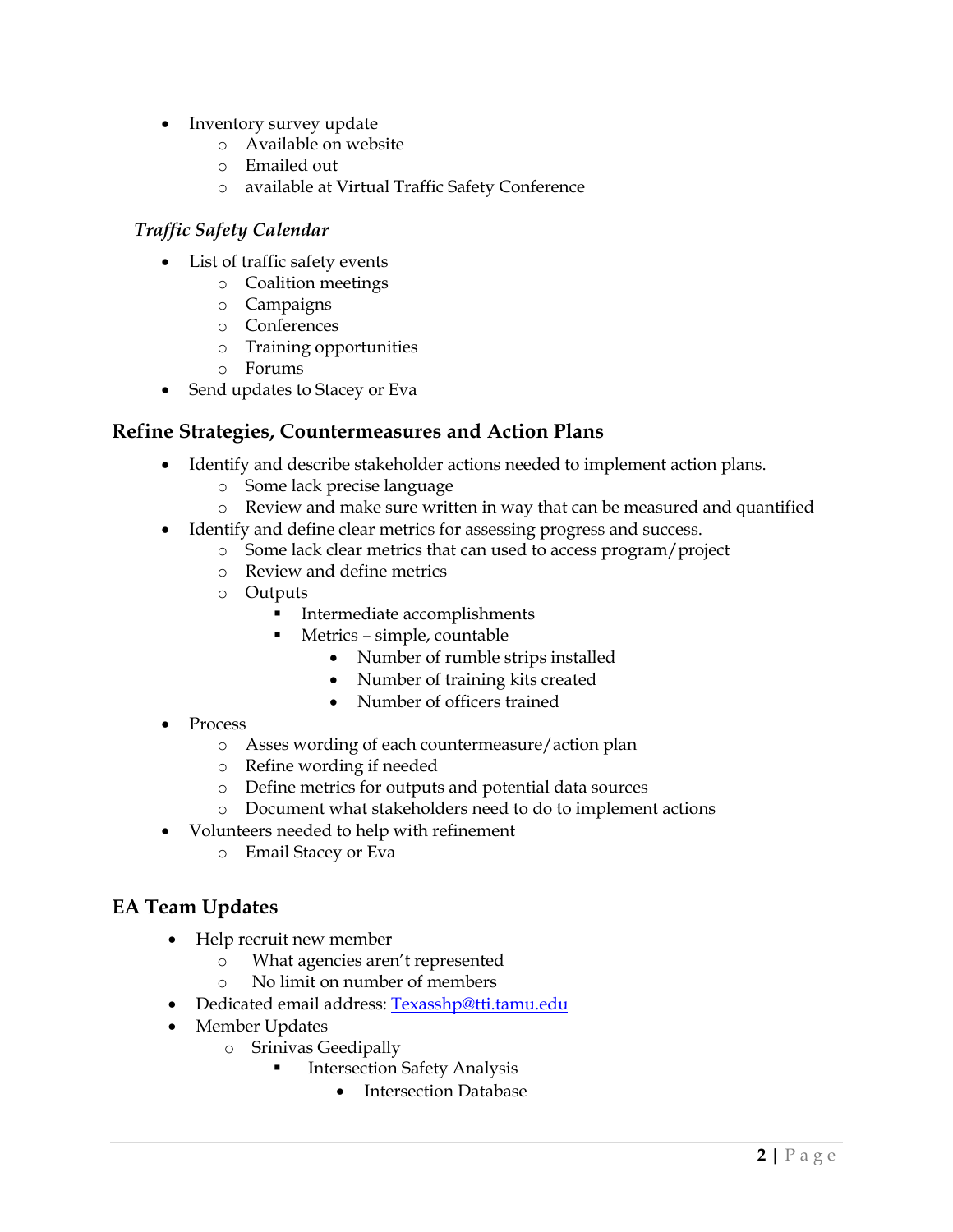- Inventory survey update
    - Available on website
    - Emailed out
    - available at Virtual Traffic Safety Conference

### *Traffic Safety Calendar*

- List of traffic safety events
    - Coalition meetings
    - Campaigns
    - Conferences
    - Training opportunities
    - Forums
- Send updates to Stacey or Eva

## Refine Strategies, Countermeasures and Action Plans

- Identify and describe stakeholder actions needed to implement action plans.
    - Some lack precise language
    - Review and make sure written in way that can be measured and quantified
- Identify and define clear metrics for assessing progress and success.
    - Some lack clear metrics that can used to access program/project
    - Review and define metrics
    - Outputs
        - Intermediate accomplishments
        - Metrics – simple, countable
            - Number of rumble strips installed
            - Number of training kits created
            - Number of officers trained
- Process
    - Asses wording of each countermeasure/action plan
    - Refine wording if needed
    - Define metrics for outputs and potential data sources
    - Document what stakeholders need to do to implement actions
- Volunteers needed to help with refinement
    - Email Stacey or Eva

## EA Team Updates

- Help recruit new member
    - What agencies aren't represented
    - No limit on number of members
- Dedicated email address: [Texasshp@tti.tamu.edu](mailto:Texasshp@tti.tamu.edu)
- Member Updates
    - Srinivas Geedipally
        - Intersection Safety Analysis
            - Intersection Database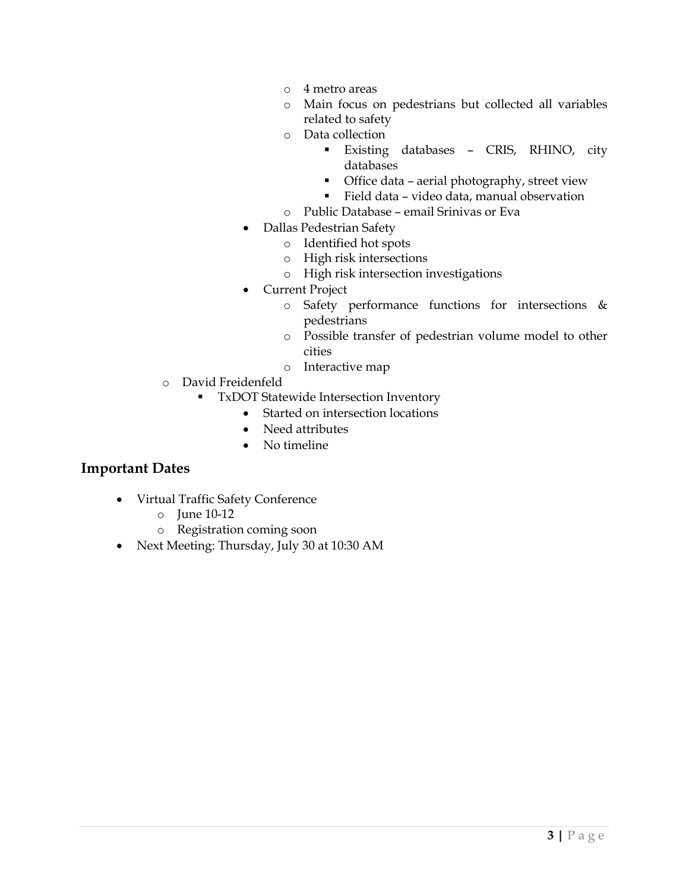- 4 metro areas
- Main focus on pedestrians but collected all variables related to safety
- Data collection
  - Existing databases – CRIS, RHINO, city databases
  - Office data – aerial photography, street view
  - Field data – video data, manual observation
- Public Database – email Srinivas or Eva

- Dallas Pedestrian Safety
  - Identified hot spots
  - High risk intersections
  - High risk intersection investigations
- Current Project
  - Safety performance functions for intersections & pedestrians
  - Possible transfer of pedestrian volume model to other cities
  - Interactive map

- David Freidenfeld
  - TxDOT Statewide Intersection Inventory
    - Started on intersection locations
    - Need attributes
    - No timeline

## Important Dates

- Virtual Traffic Safety Conference
  - June 10-12
  - Registration coming soon
- Next Meeting: Thursday, July 30 at 10:30 AM